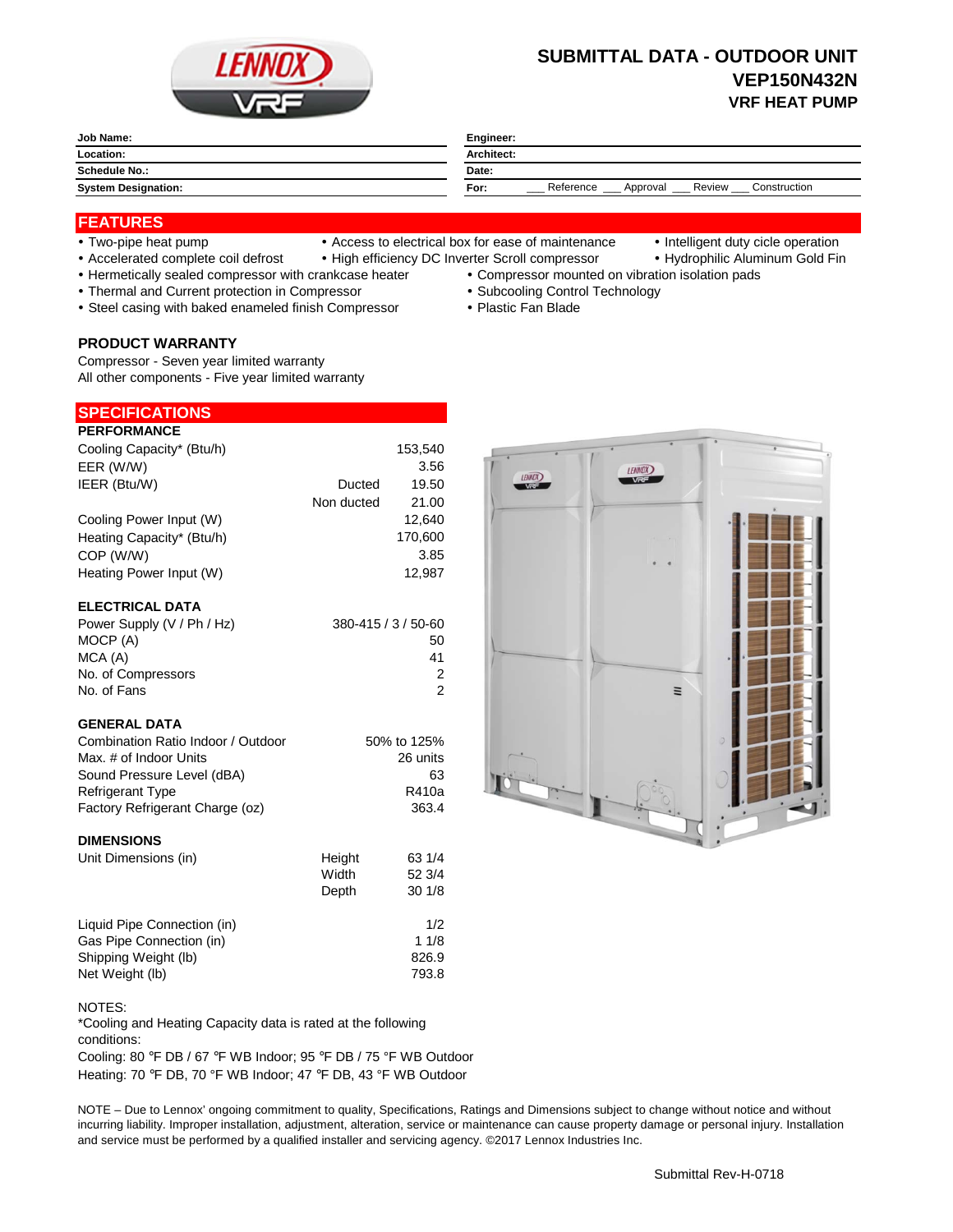# SUBMITTAL DATA - OUTDOOR UNIT
# VEP150N432N
## VRF HEAT PUMP

| Job Name: | Engineer: |
|---|---|
| Location: | Architect: |
| Schedule No.: | Date: |
| System Designation: | For: ___ Reference ___ Approval ___ Review ___ Construction |

## FEATURES

- Two-pipe heat pump
- Access to electrical box for ease of maintenance
- Intelligent duty cicle operation
- Accelerated complete coil defrost
- High efficiency DC Inverter Scroll compressor
- Hydrophilic Aluminum Gold Fin
- Hermetically sealed compressor with crankcase heater
- Compressor mounted on vibration isolation pads
- Thermal and Current protection in Compressor
- Subcooling Control Technology
- Steel casing with baked enameled finish Compressor
- Plastic Fan Blade

### PRODUCT WARRANTY

Compressor - Seven year limited warranty
All other components - Five year limited warranty

## SPECIFICATIONS

### PERFORMANCE

| | | |
|---|---|---|
| Cooling Capacity* (Btu/h) | | 153,540 |
| EER (W/W) | | 3.56 |
| IEER (Btu/W) | Ducted | 19.50 |
| | Non ducted | 21.00 |
| Cooling Power Input (W) | | 12,640 |
| Heating Capacity* (Btu/h) | | 170,600 |
| COP (W/W) | | 3.85 |
| Heating Power Input (W) | | 12,987 |

### ELECTRICAL DATA

| | |
|---|---|
| Power Supply (V / Ph / Hz) | 380-415 / 3 / 50-60 |
| MOCP (A) | 50 |
| MCA (A) | 41 |
| No. of Compressors | 2 |
| No. of Fans | 2 |

### GENERAL DATA

| | |
|---|---|
| Combination Ratio Indoor / Outdoor | 50% to 125% |
| Max. # of Indoor Units | 26 units |
| Sound Pressure Level (dBA) | 63 |
| Refrigerant Type | R410a |
| Factory Refrigerant Charge (oz) | 363.4 |

### DIMENSIONS

| | | |
|---|---|---|
| Unit Dimensions (in) | Height | 63 1/4 |
| | Width | 52 3/4 |
| | Depth | 30 1/8 |
| Liquid Pipe Connection (in) | | 1/2 |
| Gas Pipe Connection (in) | | 1 1/8 |
| Shipping Weight (lb) | | 826.9 |
| Net Weight (lb) | | 793.8 |

NOTES:
*Cooling and Heating Capacity data is rated at the following conditions:
Cooling: 80 ℉ DB / 67 ℉ WB Indoor; 95 °F DB / 75 °F WB Outdoor
Heating: 70 ℉ DB, 70 °F WB Indoor; 47 ℉ DB, 43 °F WB Outdoor

NOTE – Due to Lennox' ongoing commitment to quality, Specifications, Ratings and Dimensions subject to change without notice and without incurring liability. Improper installation, adjustment, alteration, service or maintenance can cause property damage or personal injury. Installation and service must be performed by a qualified installer and servicing agency. ©2017 Lennox Industries Inc.

Submittal Rev-H-0718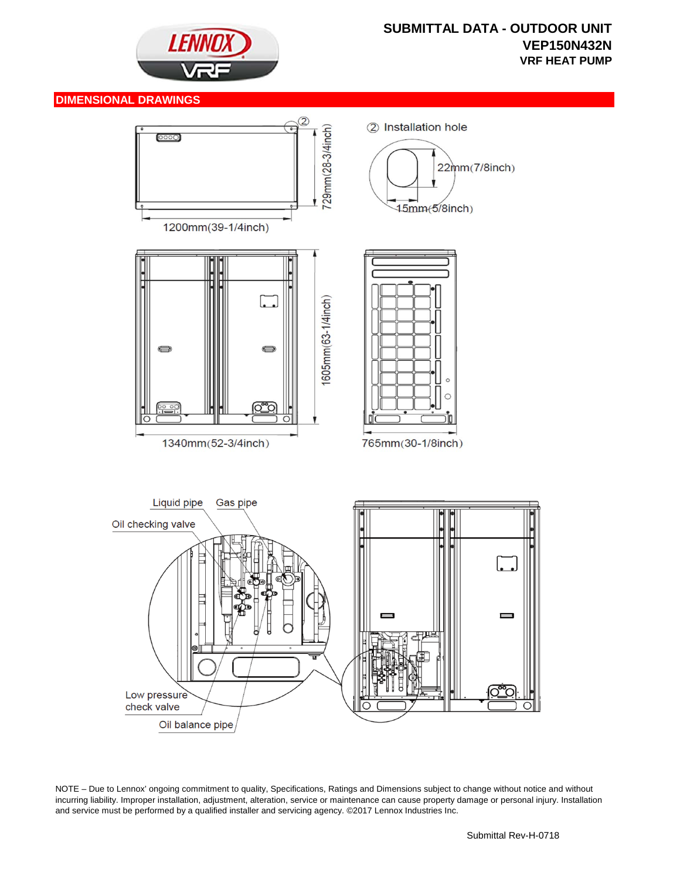# SUBMITTAL DATA - OUTDOOR UNIT
## VEP150N432N
### VRF HEAT PUMP

## DIMENSIONAL DRAWINGS

② Installation hole

22mm(7/8inch)

15mm(5/8inch)

729mm(28-3/4inch)

1200mm(39-1/4inch)

1605mm(63-1/4inch)

1340mm(52-3/4inch)

765mm(30-1/8inch)

Liquid pipe

Gas pipe

Oil checking valve

Low pressure check valve

Oil balance pipe

NOTE – Due to Lennox' ongoing commitment to quality, Specifications, Ratings and Dimensions subject to change without notice and without incurring liability. Improper installation, adjustment, alteration, service or maintenance can cause property damage or personal injury. Installation and service must be performed by a qualified installer and servicing agency. ©2017 Lennox Industries Inc.

Submittal Rev-H-0718